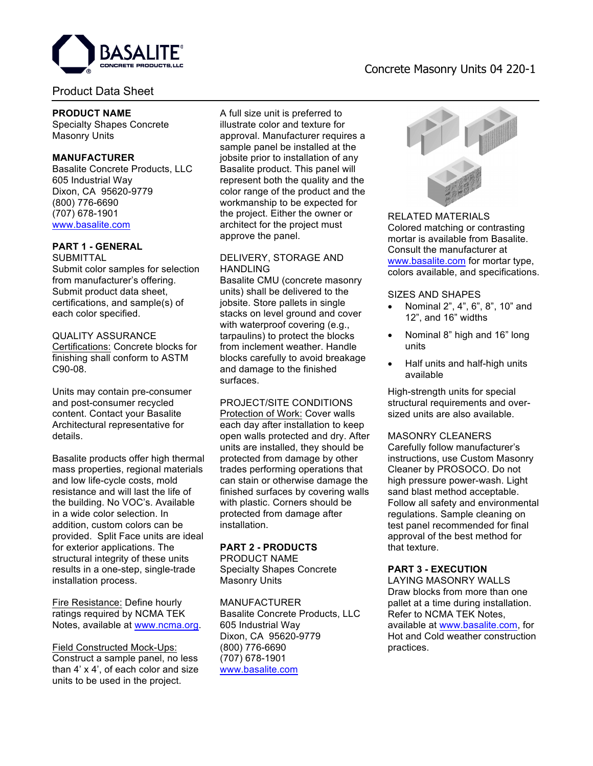**BASALITE** CONCRETE PRODUCTS, LLC

Concrete Masonry Units 04 220-1

Product Data Sheet

**PRODUCT NAME**
Specialty Shapes Concrete Masonry Units

**MANUFACTURER**
Basalite Concrete Products, LLC
605 Industrial Way
Dixon, CA 95620-9779
(800) 776-6690
(707) 678-1901
www.basalite.com

## PART 1 - GENERAL

SUBMITTAL
Submit color samples for selection from manufacturer's offering. Submit product data sheet, certifications, and sample(s) of each color specified.

QUALITY ASSURANCE
Certifications: Concrete blocks for finishing shall conform to ASTM C90-08.

Units may contain pre-consumer and post-consumer recycled content. Contact your Basalite Architectural representative for details.

Basalite products offer high thermal mass properties, regional materials and low life-cycle costs, mold resistance and will last the life of the building. No VOC's. Available in a wide color selection. In addition, custom colors can be provided. Split Face units are ideal for exterior applications. The structural integrity of these units results in a one-step, single-trade installation process.

Fire Resistance: Define hourly ratings required by NCMA TEK Notes, available at www.ncma.org.

Field Constructed Mock-Ups: Construct a sample panel, no less than 4' x 4', of each color and size units to be used in the project. A full size unit is preferred to illustrate color and texture for approval. Manufacturer requires a sample panel be installed at the jobsite prior to installation of any Basalite product. This panel will represent both the quality and the color range of the product and the workmanship to be expected for the project. Either the owner or architect for the project must approve the panel.

DELIVERY, STORAGE AND HANDLING
Basalite CMU (concrete masonry units) shall be delivered to the jobsite. Store pallets in single stacks on level ground and cover with waterproof covering (e.g., tarpaulins) to protect the blocks from inclement weather. Handle blocks carefully to avoid breakage and damage to the finished surfaces.

PROJECT/SITE CONDITIONS
Protection of Work: Cover walls each day after installation to keep open walls protected and dry. After units are installed, they should be protected from damage by other trades performing operations that can stain or otherwise damage the finished surfaces by covering walls with plastic. Corners should be protected from damage after installation.

## PART 2 - PRODUCTS

PRODUCT NAME
Specialty Shapes Concrete Masonry Units

MANUFACTURER
Basalite Concrete Products, LLC
605 Industrial Way
Dixon, CA 95620-9779
(800) 776-6690
(707) 678-1901
www.basalite.com

RELATED MATERIALS
Colored matching or contrasting mortar is available from Basalite. Consult the manufacturer at www.basalite.com for mortar type, colors available, and specifications.

SIZES AND SHAPES

- Nominal 2", 4", 6", 8", 10" and 12", and 16" widths
- Nominal 8" high and 16" long units
- Half units and half-high units available

High-strength units for special structural requirements and over-sized units are also available.

MASONRY CLEANERS
Carefully follow manufacturer's instructions, use Custom Masonry Cleaner by PROSOCO. Do not high pressure power-wash. Light sand blast method acceptable. Follow all safety and environmental regulations. Sample cleaning on test panel recommended for final approval of the best method for that texture.

## PART 3 - EXECUTION

LAYING MASONRY WALLS
Draw blocks from more than one pallet at a time during installation. Refer to NCMA TEK Notes, available at www.basalite.com, for Hot and Cold weather construction practices.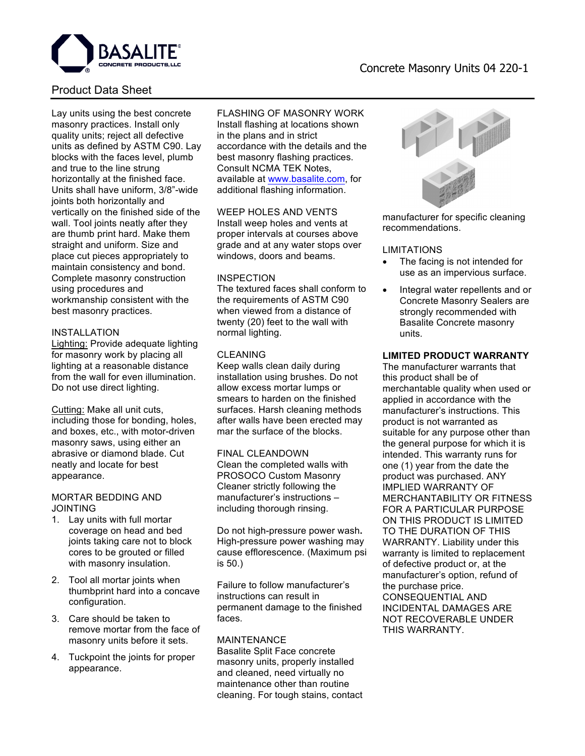Product Data Sheet

Concrete Masonry Units 04 220-1

Lay units using the best concrete masonry practices. Install only quality units; reject all defective units as defined by ASTM C90. Lay blocks with the faces level, plumb and true to the line strung horizontally at the finished face. Units shall have uniform, 3/8"-wide joints both horizontally and vertically on the finished side of the wall. Tool joints neatly after they are thumb print hard. Make them straight and uniform. Size and place cut pieces appropriately to maintain consistency and bond. Complete masonry construction using procedures and workmanship consistent with the best masonry practices.

INSTALLATION

Lighting: Provide adequate lighting for masonry work by placing all lighting at a reasonable distance from the wall for even illumination. Do not use direct lighting.

Cutting: Make all unit cuts, including those for bonding, holes, and boxes, etc., with motor-driven masonry saws, using either an abrasive or diamond blade. Cut neatly and locate for best appearance.

MORTAR BEDDING AND JOINTING

1. Lay units with full mortar coverage on head and bed joints taking care not to block cores to be grouted or filled with masonry insulation.
2. Tool all mortar joints when thumbprint hard into a concave configuration.
3. Care should be taken to remove mortar from the face of masonry units before it sets.
4. Tuckpoint the joints for proper appearance.

FLASHING OF MASONRY WORK

Install flashing at locations shown in the plans and in strict accordance with the details and the best masonry flashing practices. Consult NCMA TEK Notes, available at www.basalite.com, for additional flashing information.

WEEP HOLES AND VENTS

Install weep holes and vents at proper intervals at courses above grade and at any water stops over windows, doors and beams.

INSPECTION

The textured faces shall conform to the requirements of ASTM C90 when viewed from a distance of twenty (20) feet to the wall with normal lighting.

CLEANING

Keep walls clean daily during installation using brushes. Do not allow excess mortar lumps or smears to harden on the finished surfaces. Harsh cleaning methods after walls have been erected may mar the surface of the blocks.

FINAL CLEANDOWN

Clean the completed walls with PROSOCO Custom Masonry Cleaner strictly following the manufacturer's instructions – including thorough rinsing.

Do not high-pressure power wash. High-pressure power washing may cause efflorescence. (Maximum psi is 50.)

Failure to follow manufacturer's instructions can result in permanent damage to the finished faces.

MAINTENANCE

Basalite Split Face concrete masonry units, properly installed and cleaned, need virtually no maintenance other than routine cleaning. For tough stains, contact manufacturer for specific cleaning recommendations.

LIMITATIONS

- The facing is not intended for use as an impervious surface.
- Integral water repellents and or Concrete Masonry Sealers are strongly recommended with Basalite Concrete masonry units.

**LIMITED PRODUCT WARRANTY**

The manufacturer warrants that this product shall be of merchantable quality when used or applied in accordance with the manufacturer's instructions. This product is not warranted as suitable for any purpose other than the general purpose for which it is intended. This warranty runs for one (1) year from the date the product was purchased. ANY IMPLIED WARRANTY OF MERCHANTABILITY OR FITNESS FOR A PARTICULAR PURPOSE ON THIS PRODUCT IS LIMITED TO THE DURATION OF THIS WARRANTY. Liability under this warranty is limited to replacement of defective product or, at the manufacturer's option, refund of the purchase price. CONSEQUENTIAL AND INCIDENTAL DAMAGES ARE NOT RECOVERABLE UNDER THIS WARRANTY.